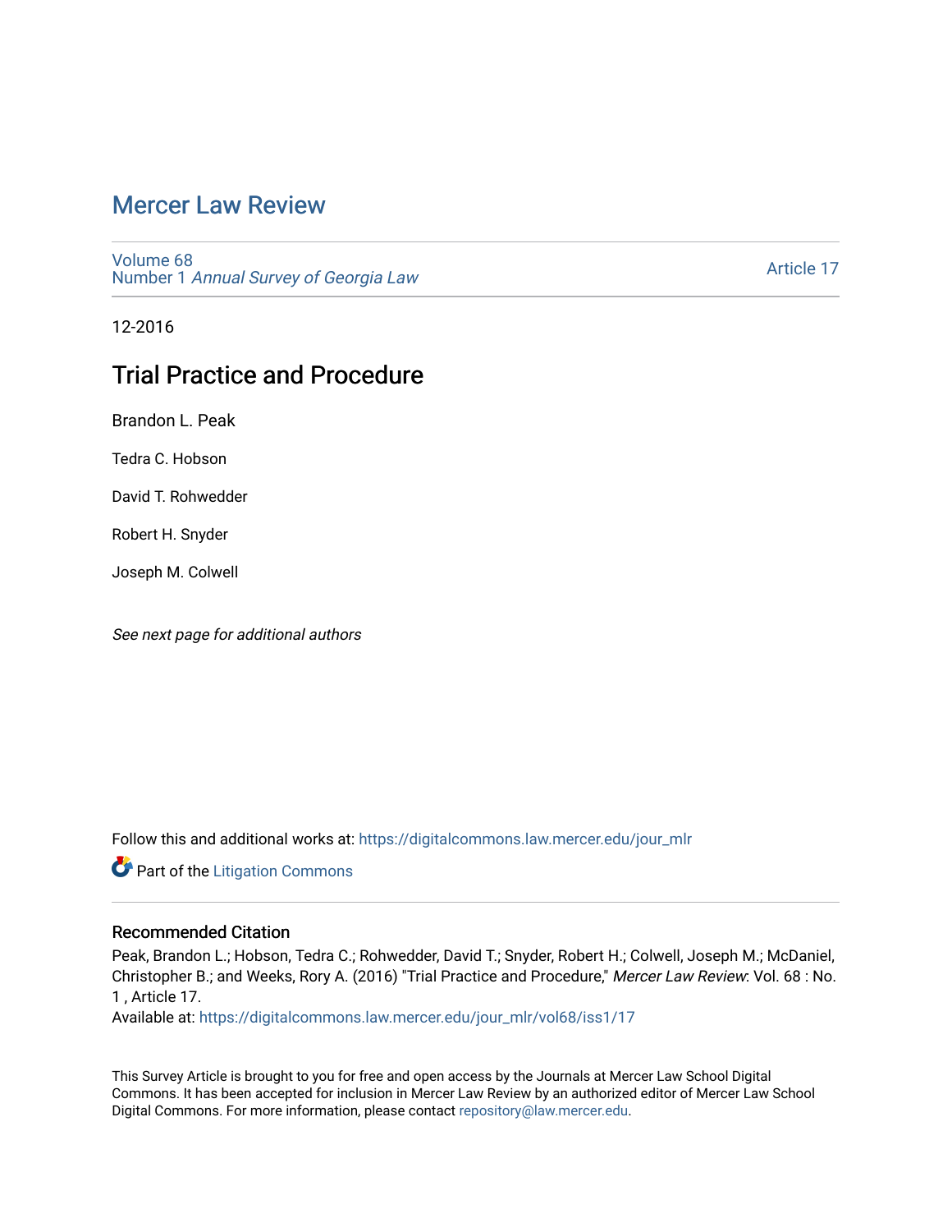# Mercer Law Review

Volume 68
Number 1 *Annual Survey of Georgia Law*

Article 17

12-2016

## Trial Practice and Procedure

Brandon L. Peak

Tedra C. Hobson

David T. Rohwedder

Robert H. Snyder

Joseph M. Colwell

*See next page for additional authors*

Follow this and additional works at: https://digitalcommons.law.mercer.edu/jour_mlr

Part of the Litigation Commons

### Recommended Citation

Peak, Brandon L.; Hobson, Tedra C.; Rohwedder, David T.; Snyder, Robert H.; Colwell, Joseph M.; McDaniel, Christopher B.; and Weeks, Rory A. (2016) "Trial Practice and Procedure," *Mercer Law Review*: Vol. 68 : No. 1 , Article 17.
Available at: https://digitalcommons.law.mercer.edu/jour_mlr/vol68/iss1/17

This Survey Article is brought to you for free and open access by the Journals at Mercer Law School Digital Commons. It has been accepted for inclusion in Mercer Law Review by an authorized editor of Mercer Law School Digital Commons. For more information, please contact repository@law.mercer.edu.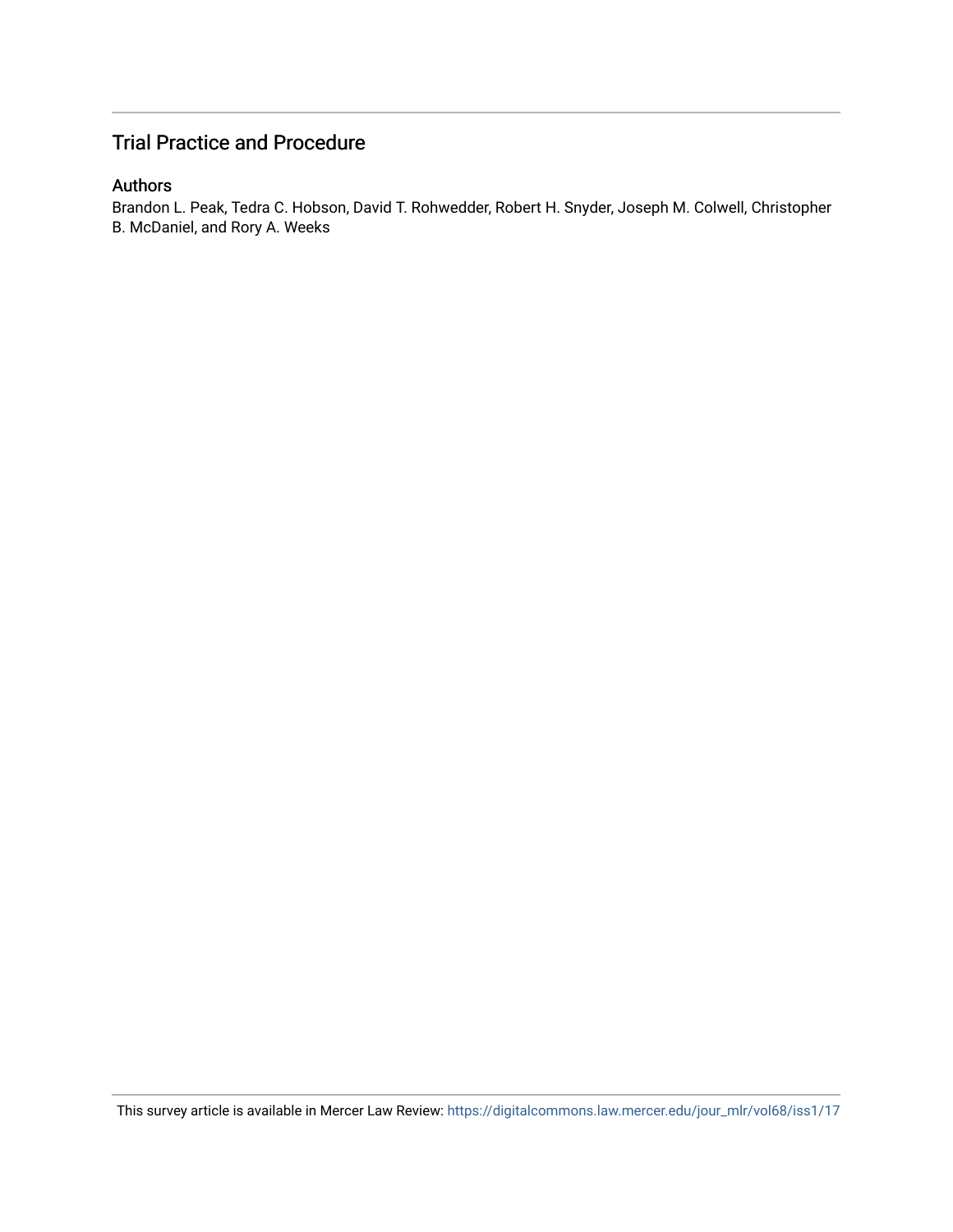# Trial Practice and Procedure

## Authors

Brandon L. Peak, Tedra C. Hobson, David T. Rohwedder, Robert H. Snyder, Joseph M. Colwell, Christopher B. McDaniel, and Rory A. Weeks

This survey article is available in Mercer Law Review: https://digitalcommons.law.mercer.edu/jour_mlr/vol68/iss1/17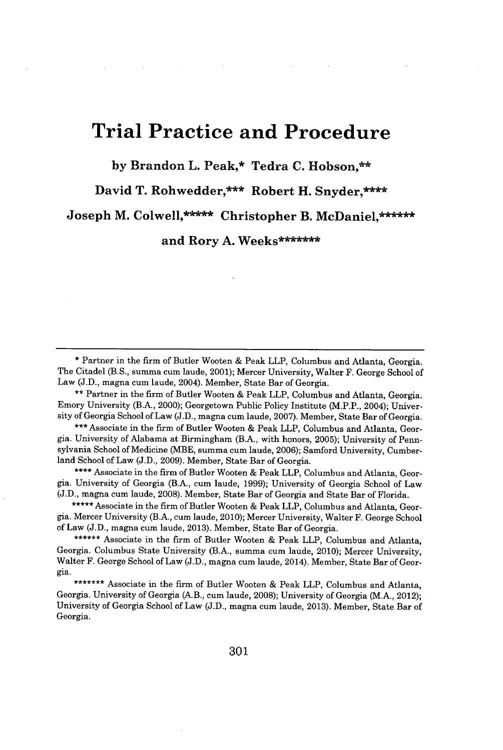# Trial Practice and Procedure

**by Brandon L. Peak,* Tedra C. Hobson,\*\***

**David T. Rohwedder,\*\*\* Robert H. Snyder,\*\*\*\***

**Joseph M. Colwell,\*\*\*\*\* Christopher B. McDaniel,\*\*\*\*\*\***

**and Rory A. Weeks\*\*\*\*\*\*\***

---

\* Partner in the firm of Butler Wooten & Peak LLP, Columbus and Atlanta, Georgia. The Citadel (B.S., summa cum laude, 2001); Mercer University, Walter F. George School of Law (J.D., magna cum laude, 2004). Member, State Bar of Georgia.

\*\* Partner in the firm of Butler Wooten & Peak LLP, Columbus and Atlanta, Georgia. Emory University (B.A., 2000); Georgetown Public Policy Institute (M.P.P., 2004); University of Georgia School of Law (J.D., magna cum laude, 2007). Member, State Bar of Georgia.

\*\*\* Associate in the firm of Butler Wooten & Peak LLP, Columbus and Atlanta, Georgia. University of Alabama at Birmingham (B.A., with honors, 2005); University of Pennsylvania School of Medicine (MBE, summa cum laude, 2006); Samford University, Cumberland School of Law (J.D., 2009). Member, State Bar of Georgia.

\*\*\*\* Associate in the firm of Butler Wooten & Peak LLP, Columbus and Atlanta, Georgia. University of Georgia (B.A., cum laude, 1999); University of Georgia School of Law (J.D., magna cum laude, 2008). Member, State Bar of Georgia and State Bar of Florida.

\*\*\*\*\* Associate in the firm of Butler Wooten & Peak LLP, Columbus and Atlanta, Georgia. Mercer University (B.A., cum laude, 2010); Mercer University, Walter F. George School of Law (J.D., magna cum laude, 2013). Member, State Bar of Georgia.

\*\*\*\*\*\* Associate in the firm of Butler Wooten & Peak LLP, Columbus and Atlanta, Georgia. Columbus State University (B.A., summa cum laude, 2010); Mercer University, Walter F. George School of Law (J.D., magna cum laude, 2014). Member, State Bar of Georgia.

\*\*\*\*\*\*\* Associate in the firm of Butler Wooten & Peak LLP, Columbus and Atlanta, Georgia. University of Georgia (A.B., cum laude, 2008); University of Georgia (M.A., 2012); University of Georgia School of Law (J.D., magna cum laude, 2013). Member, State Bar of Georgia.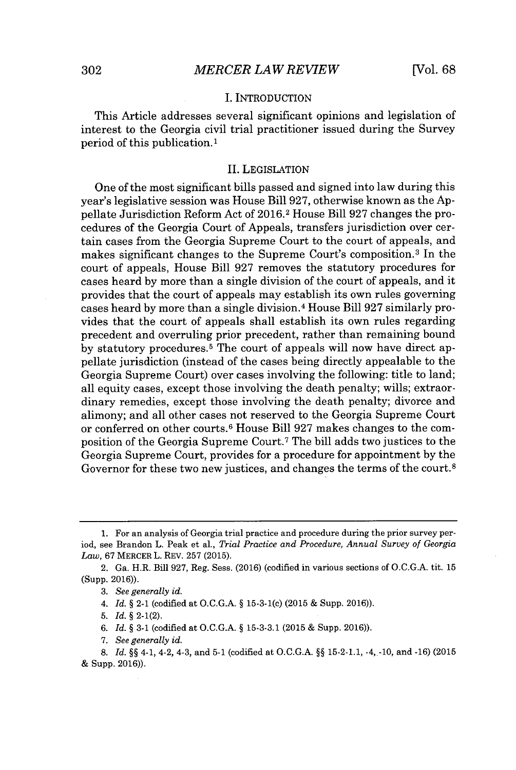## I. INTRODUCTION

This Article addresses several significant opinions and legislation of interest to the Georgia civil trial practitioner issued during the Survey period of this publication.[1]

## II. LEGISLATION

One of the most significant bills passed and signed into law during this year's legislative session was House Bill 927, otherwise known as the Appellate Jurisdiction Reform Act of 2016.[2] House Bill 927 changes the procedures of the Georgia Court of Appeals, transfers jurisdiction over certain cases from the Georgia Supreme Court to the court of appeals, and makes significant changes to the Supreme Court's composition.[3] In the court of appeals, House Bill 927 removes the statutory procedures for cases heard by more than a single division of the court of appeals, and it provides that the court of appeals may establish its own rules governing cases heard by more than a single division.[4] House Bill 927 similarly provides that the court of appeals shall establish its own rules regarding precedent and overruling prior precedent, rather than remaining bound by statutory procedures.[5] The court of appeals will now have direct appellate jurisdiction (instead of the cases being directly appealable to the Georgia Supreme Court) over cases involving the following: title to land; all equity cases, except those involving the death penalty; wills; extraordinary remedies, except those involving the death penalty; divorce and alimony; and all other cases not reserved to the Georgia Supreme Court or conferred on other courts.[6] House Bill 927 makes changes to the composition of the Georgia Supreme Court.[7] The bill adds two justices to the Georgia Supreme Court, provides for a procedure for appointment by the Governor for these two new justices, and changes the terms of the court.[8]

---

1. For an analysis of Georgia trial practice and procedure during the prior survey period, see Brandon L. Peak et al., *Trial Practice and Procedure, Annual Survey of Georgia Law*, 67 MERCER L. REV. 257 (2015).

2. Ga. H.R. Bill 927, Reg. Sess. (2016) (codified in various sections of O.C.G.A. tit. 15 (Supp. 2016)).

3. *See generally id.*

4. *Id.* § 2-1 (codified at O.C.G.A. § 15-3-1(c) (2015 & Supp. 2016)).

5. *Id.* § 2-1(2).

6. *Id.* § 3-1 (codified at O.C.G.A. § 15-3-3.1 (2015 & Supp. 2016)).

7. *See generally id.*

8. *Id.* §§ 4-1, 4-2, 4-3, and 5-1 (codified at O.C.G.A. §§ 15-2-1.1, -4, -10, and -16) (2015 & Supp. 2016)).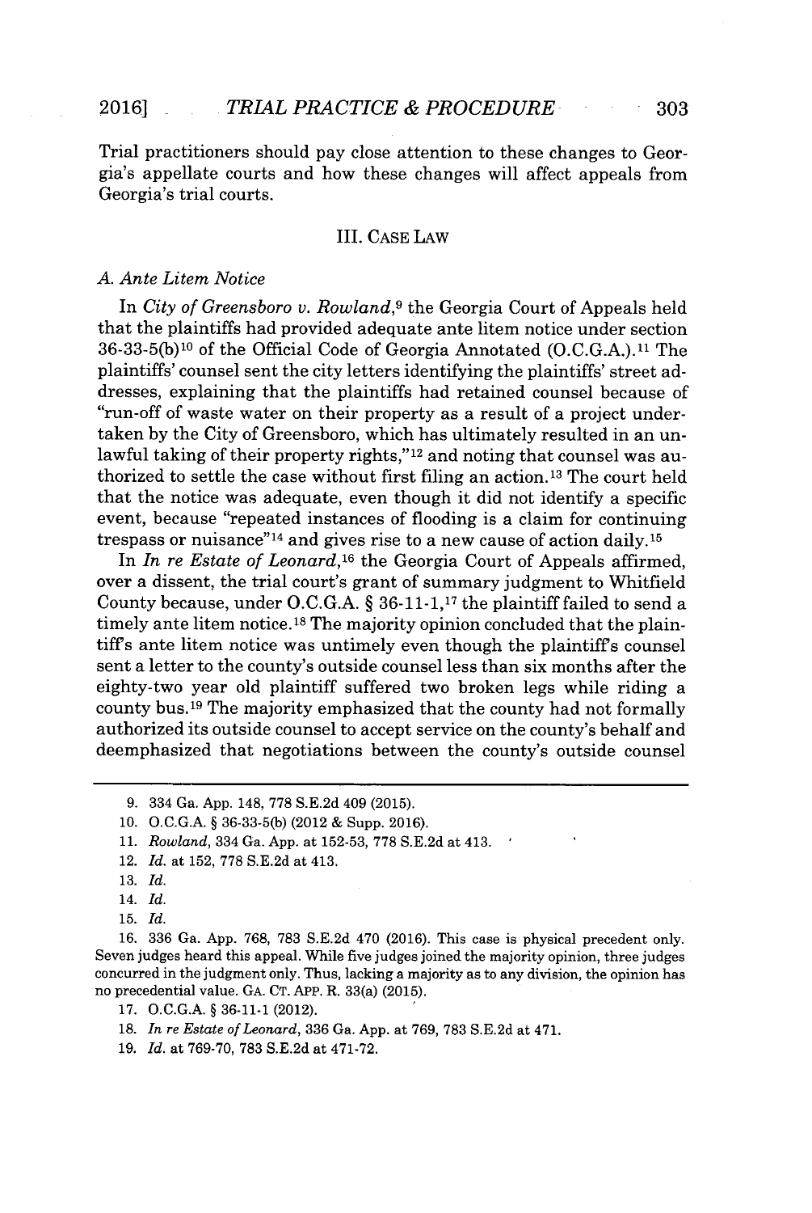Trial practitioners should pay close attention to these changes to Georgia's appellate courts and how these changes will affect appeals from Georgia's trial courts.

## III. CASE LAW

### A. Ante Litem Notice

In *City of Greensboro v. Rowland*,[9] the Georgia Court of Appeals held that the plaintiffs had provided adequate ante litem notice under section 36-33-5(b)[10] of the Official Code of Georgia Annotated (O.C.G.A.).[11] The plaintiffs' counsel sent the city letters identifying the plaintiffs' street addresses, explaining that the plaintiffs had retained counsel because of "run-off of waste water on their property as a result of a project undertaken by the City of Greensboro, which has ultimately resulted in an unlawful taking of their property rights,"[12] and noting that counsel was authorized to settle the case without first filing an action.[13] The court held that the notice was adequate, even though it did not identify a specific event, because "repeated instances of flooding is a claim for continuing trespass or nuisance"[14] and gives rise to a new cause of action daily.[15]

In *In re Estate of Leonard*,[16] the Georgia Court of Appeals affirmed, over a dissent, the trial court's grant of summary judgment to Whitfield County because, under O.C.G.A. § 36-11-1,[17] the plaintiff failed to send a timely ante litem notice.[18] The majority opinion concluded that the plaintiff's ante litem notice was untimely even though the plaintiff's counsel sent a letter to the county's outside counsel less than six months after the eighty-two year old plaintiff suffered two broken legs while riding a county bus.[19] The majority emphasized that the county had not formally authorized its outside counsel to accept service on the county's behalf and deemphasized that negotiations between the county's outside counsel

---

9. 334 Ga. App. 148, 778 S.E.2d 409 (2015).

10. O.C.G.A. § 36-33-5(b) (2012 & Supp. 2016).

11. *Rowland*, 334 Ga. App. at 152-53, 778 S.E.2d at 413.

12. *Id.* at 152, 778 S.E.2d at 413.

13. *Id.*

14. *Id.*

15. *Id.*

16. 336 Ga. App. 768, 783 S.E.2d 470 (2016). This case is physical precedent only. Seven judges heard this appeal. While five judges joined the majority opinion, three judges concurred in the judgment only. Thus, lacking a majority as to any division, the opinion has no precedential value. GA. CT. APP. R. 33(a) (2015).

17. O.C.G.A. § 36-11-1 (2012).

18. *In re Estate of Leonard*, 336 Ga. App. at 769, 783 S.E.2d at 471.

19. *Id.* at 769-70, 783 S.E.2d at 471-72.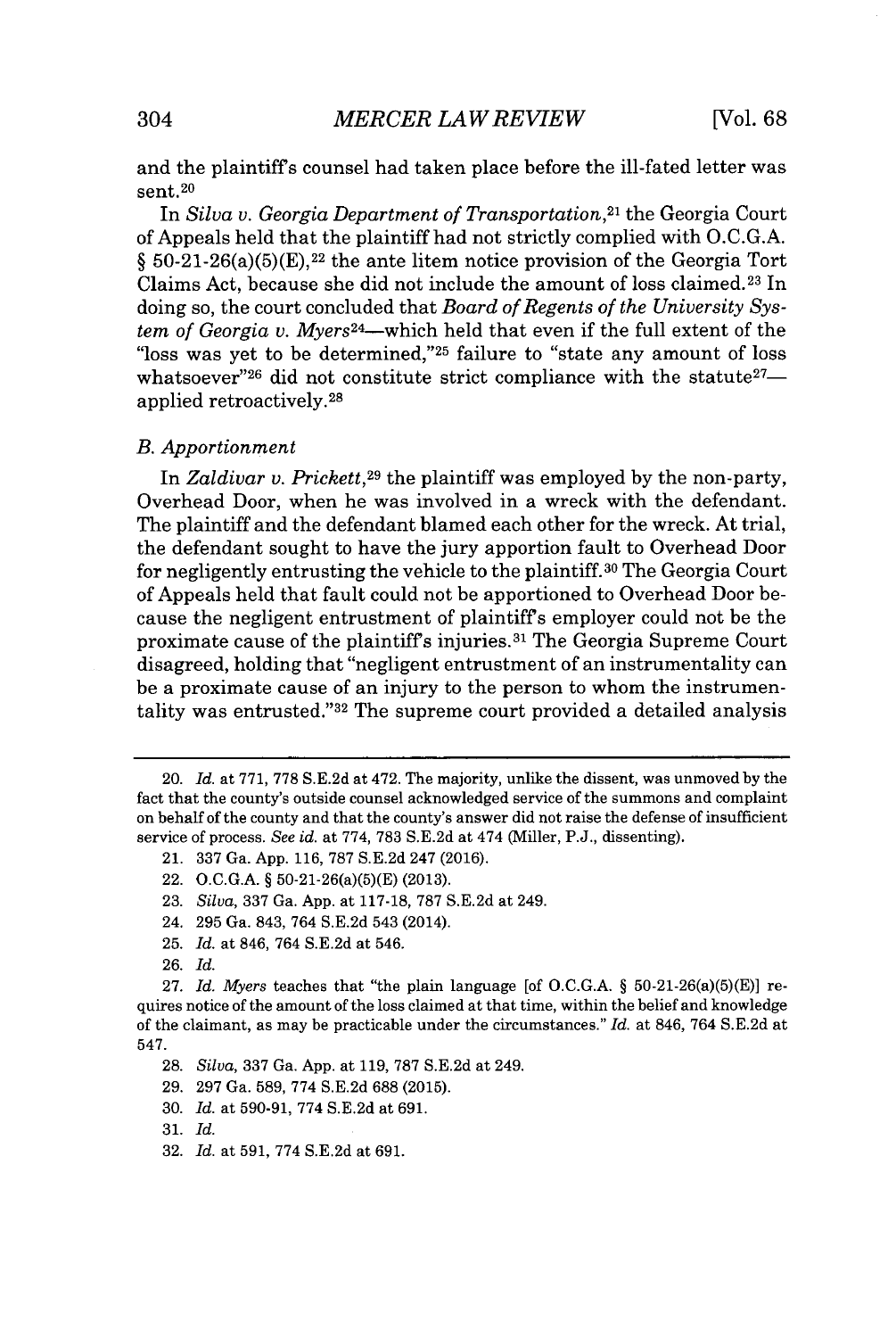and the plaintiff's counsel had taken place before the ill-fated letter was sent.[20]

In *Silva v. Georgia Department of Transportation*,[21] the Georgia Court of Appeals held that the plaintiff had not strictly complied with O.C.G.A. § 50-21-26(a)(5)(E),[22] the ante litem notice provision of the Georgia Tort Claims Act, because she did not include the amount of loss claimed.[23] In doing so, the court concluded that *Board of Regents of the University System of Georgia v. Myers*[24]—which held that even if the full extent of the "loss was yet to be determined,"[25] failure to "state any amount of loss whatsoever"[26] did not constitute strict compliance with the statute[27]—applied retroactively.[28]

### *B. Apportionment*

In *Zaldivar v. Prickett*,[29] the plaintiff was employed by the non-party, Overhead Door, when he was involved in a wreck with the defendant. The plaintiff and the defendant blamed each other for the wreck. At trial, the defendant sought to have the jury apportion fault to Overhead Door for negligently entrusting the vehicle to the plaintiff.[30] The Georgia Court of Appeals held that fault could not be apportioned to Overhead Door because the negligent entrustment of plaintiff's employer could not be the proximate cause of the plaintiff's injuries.[31] The Georgia Supreme Court disagreed, holding that "negligent entrustment of an instrumentality can be a proximate cause of an injury to the person to whom the instrumentality was entrusted."[32] The supreme court provided a detailed analysis

---

20. *Id.* at 771, 778 S.E.2d at 472. The majority, unlike the dissent, was unmoved by the fact that the county's outside counsel acknowledged service of the summons and complaint on behalf of the county and that the county's answer did not raise the defense of insufficient service of process. *See id.* at 774, 783 S.E.2d at 474 (Miller, P.J., dissenting).

21. 337 Ga. App. 116, 787 S.E.2d 247 (2016).

22. O.C.G.A. § 50-21-26(a)(5)(E) (2013).

23. *Silva*, 337 Ga. App. at 117-18, 787 S.E.2d at 249.

24. 295 Ga. 843, 764 S.E.2d 543 (2014).

25. *Id.* at 846, 764 S.E.2d at 546.

26. *Id.*

27. *Id. Myers* teaches that "the plain language [of O.C.G.A. § 50-21-26(a)(5)(E)] requires notice of the amount of the loss claimed at that time, within the belief and knowledge of the claimant, as may be practicable under the circumstances." *Id.* at 846, 764 S.E.2d at 547.

28. *Silva*, 337 Ga. App. at 119, 787 S.E.2d at 249.

29. 297 Ga. 589, 774 S.E.2d 688 (2015).

30. *Id.* at 590-91, 774 S.E.2d at 691.

31. *Id.*

32. *Id.* at 591, 774 S.E.2d at 691.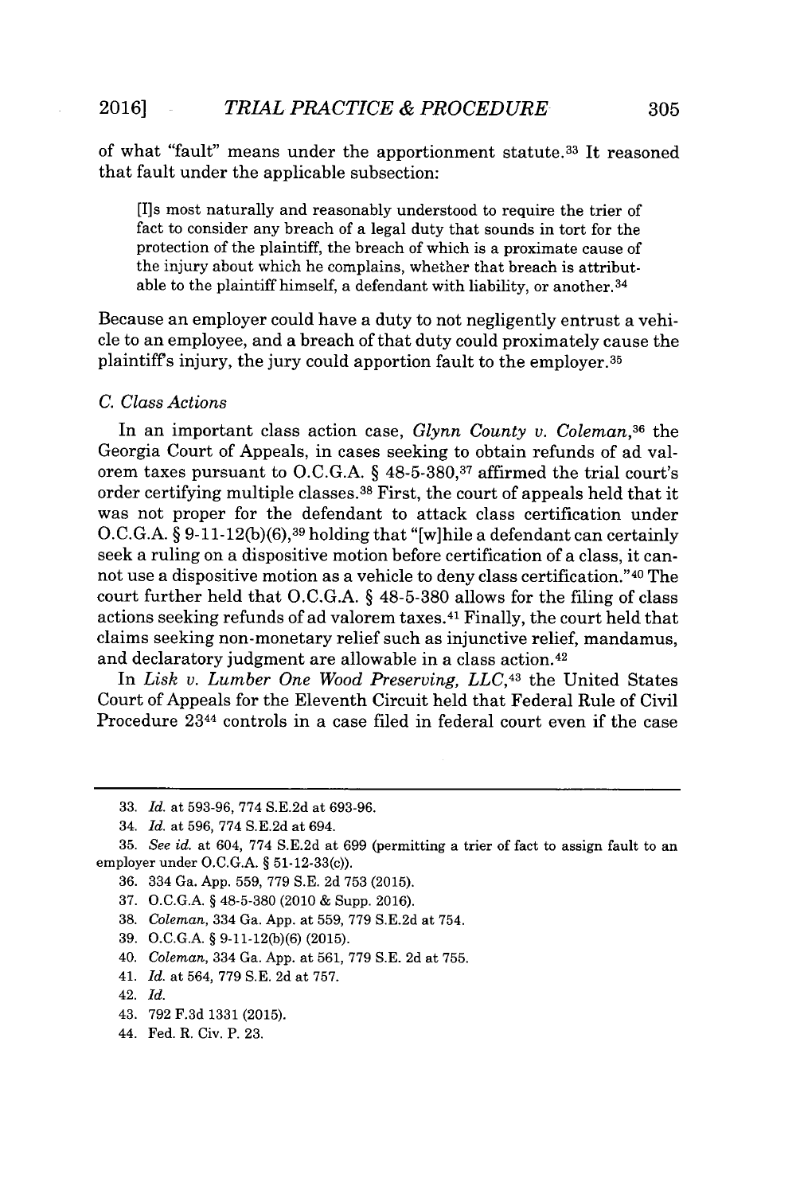of what "fault" means under the apportionment statute.[33] It reasoned that fault under the applicable subsection:

> [I]s most naturally and reasonably understood to require the trier of fact to consider any breach of a legal duty that sounds in tort for the protection of the plaintiff, the breach of which is a proximate cause of the injury about which he complains, whether that breach is attributable to the plaintiff himself, a defendant with liability, or another.[34]

Because an employer could have a duty to not negligently entrust a vehicle to an employee, and a breach of that duty could proximately cause the plaintiff's injury, the jury could apportion fault to the employer.[35]

### C. Class Actions

In an important class action case, *Glynn County v. Coleman*,[36] the Georgia Court of Appeals, in cases seeking to obtain refunds of ad valorem taxes pursuant to O.C.G.A. § 48-5-380,[37] affirmed the trial court's order certifying multiple classes.[38] First, the court of appeals held that it was not proper for the defendant to attack class certification under O.C.G.A. § 9-11-12(b)(6),[39] holding that "[w]hile a defendant can certainly seek a ruling on a dispositive motion before certification of a class, it cannot use a dispositive motion as a vehicle to deny class certification."[40] The court further held that O.C.G.A. § 48-5-380 allows for the filing of class actions seeking refunds of ad valorem taxes.[41] Finally, the court held that claims seeking non-monetary relief such as injunctive relief, mandamus, and declaratory judgment are allowable in a class action.[42]

In *Lisk v. Lumber One Wood Preserving, LLC*,[43] the United States Court of Appeals for the Eleventh Circuit held that Federal Rule of Civil Procedure 23[44] controls in a case filed in federal court even if the case

---

33. *Id.* at 593-96, 774 S.E.2d at 693-96.

34. *Id.* at 596, 774 S.E.2d at 694.

35. *See id.* at 604, 774 S.E.2d at 699 (permitting a trier of fact to assign fault to an employer under O.C.G.A. § 51-12-33(c)).

36. 334 Ga. App. 559, 779 S.E. 2d 753 (2015).

37. O.C.G.A. § 48-5-380 (2010 & Supp. 2016).

38. *Coleman*, 334 Ga. App. at 559, 779 S.E.2d at 754.

39. O.C.G.A. § 9-11-12(b)(6) (2015).

40. *Coleman*, 334 Ga. App. at 561, 779 S.E. 2d at 755.

41. *Id.* at 564, 779 S.E. 2d at 757.

42. *Id.*

43. 792 F.3d 1331 (2015).

44. Fed. R. Civ. P. 23.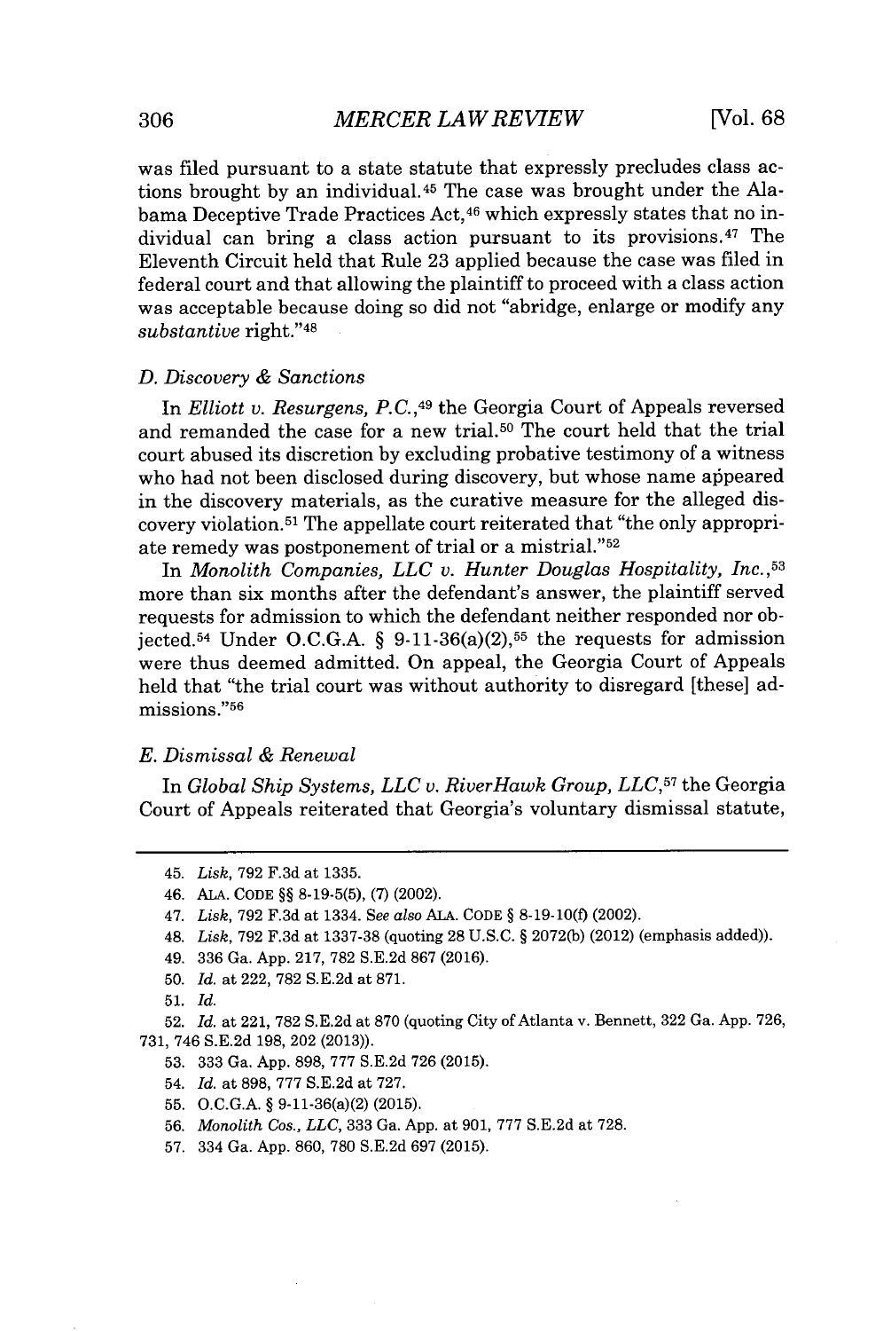was filed pursuant to a state statute that expressly precludes class actions brought by an individual.[45] The case was brought under the Alabama Deceptive Trade Practices Act,[46] which expressly states that no individual can bring a class action pursuant to its provisions.[47] The Eleventh Circuit held that Rule 23 applied because the case was filed in federal court and that allowing the plaintiff to proceed with a class action was acceptable because doing so did not "abridge, enlarge or modify any *substantive* right."[48]

### *D. Discovery & Sanctions*

In *Elliott v. Resurgens, P.C.*,[49] the Georgia Court of Appeals reversed and remanded the case for a new trial.[50] The court held that the trial court abused its discretion by excluding probative testimony of a witness who had not been disclosed during discovery, but whose name appeared in the discovery materials, as the curative measure for the alleged discovery violation.[51] The appellate court reiterated that "the only appropriate remedy was postponement of trial or a mistrial."[52]

In *Monolith Companies, LLC v. Hunter Douglas Hospitality, Inc.*,[53] more than six months after the defendant's answer, the plaintiff served requests for admission to which the defendant neither responded nor objected.[54] Under O.C.G.A. § 9-11-36(a)(2),[55] the requests for admission were thus deemed admitted. On appeal, the Georgia Court of Appeals held that "the trial court was without authority to disregard [these] admissions."[56]

### *E. Dismissal & Renewal*

In *Global Ship Systems, LLC v. RiverHawk Group, LLC*,[57] the Georgia Court of Appeals reiterated that Georgia's voluntary dismissal statute,

---

45. *Lisk*, 792 F.3d at 1335.

46. ALA. CODE §§ 8-19-5(5), (7) (2002).

47. *Lisk*, 792 F.3d at 1334. *See also* ALA. CODE § 8-19-10(f) (2002).

48. *Lisk*, 792 F.3d at 1337-38 (quoting 28 U.S.C. § 2072(b) (2012) (emphasis added)).

49. 336 Ga. App. 217, 782 S.E.2d 867 (2016).

50. *Id.* at 222, 782 S.E.2d at 871.

51. *Id.*

52. *Id.* at 221, 782 S.E.2d at 870 (quoting City of Atlanta v. Bennett, 322 Ga. App. 726, 731, 746 S.E.2d 198, 202 (2013)).

53. 333 Ga. App. 898, 777 S.E.2d 726 (2015).

54. *Id.* at 898, 777 S.E.2d at 727.

55. O.C.G.A. § 9-11-36(a)(2) (2015).

56. *Monolith Cos., LLC*, 333 Ga. App. at 901, 777 S.E.2d at 728.

57. 334 Ga. App. 860, 780 S.E.2d 697 (2015).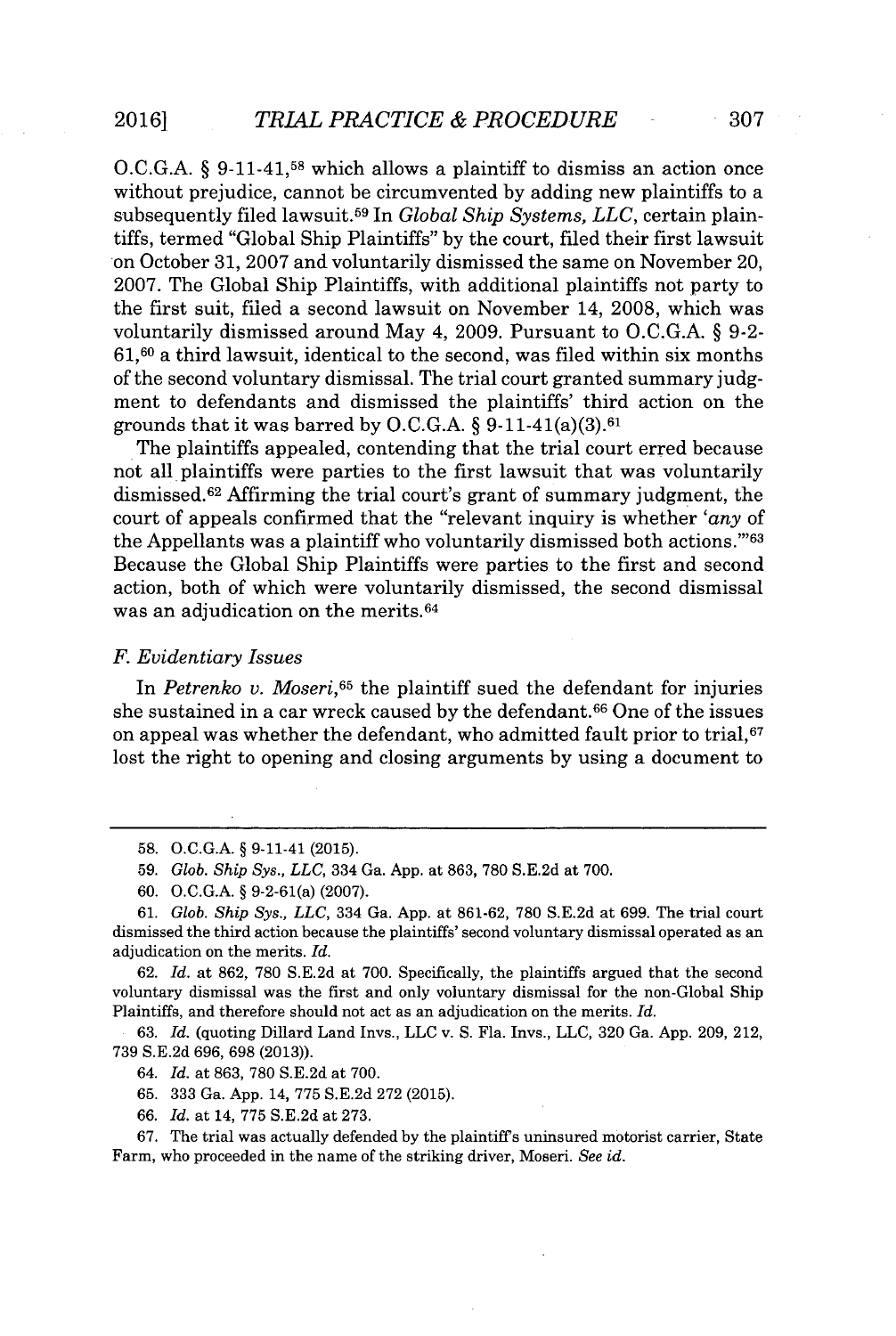O.C.G.A. § 9-11-41,[58] which allows a plaintiff to dismiss an action once without prejudice, cannot be circumvented by adding new plaintiffs to a subsequently filed lawsuit.[59] In *Global Ship Systems, LLC*, certain plaintiffs, termed "Global Ship Plaintiffs" by the court, filed their first lawsuit on October 31, 2007 and voluntarily dismissed the same on November 20, 2007. The Global Ship Plaintiffs, with additional plaintiffs not party to the first suit, filed a second lawsuit on November 14, 2008, which was voluntarily dismissed around May 4, 2009. Pursuant to O.C.G.A. § 9-2-61,[60] a third lawsuit, identical to the second, was filed within six months of the second voluntary dismissal. The trial court granted summary judgment to defendants and dismissed the plaintiffs' third action on the grounds that it was barred by O.C.G.A. § 9-11-41(a)(3).[61]

The plaintiffs appealed, contending that the trial court erred because not all plaintiffs were parties to the first lawsuit that was voluntarily dismissed.[62] Affirming the trial court's grant of summary judgment, the court of appeals confirmed that the "relevant inquiry is whether '*any* of the Appellants was a plaintiff who voluntarily dismissed both actions.'"[63] Because the Global Ship Plaintiffs were parties to the first and second action, both of which were voluntarily dismissed, the second dismissal was an adjudication on the merits.[64]

### *F. Evidentiary Issues*

In *Petrenko v. Moseri*,[65] the plaintiff sued the defendant for injuries she sustained in a car wreck caused by the defendant.[66] One of the issues on appeal was whether the defendant, who admitted fault prior to trial,[67] lost the right to opening and closing arguments by using a document to

---

58. O.C.G.A. § 9-11-41 (2015).

59. *Glob. Ship Sys., LLC*, 334 Ga. App. at 863, 780 S.E.2d at 700.

60. O.C.G.A. § 9-2-61(a) (2007).

61. *Glob. Ship Sys., LLC*, 334 Ga. App. at 861-62, 780 S.E.2d at 699. The trial court dismissed the third action because the plaintiffs' second voluntary dismissal operated as an adjudication on the merits. *Id.*

62. *Id.* at 862, 780 S.E.2d at 700. Specifically, the plaintiffs argued that the second voluntary dismissal was the first and only voluntary dismissal for the non-Global Ship Plaintiffs, and therefore should not act as an adjudication on the merits. *Id.*

63. *Id.* (quoting Dillard Land Invs., LLC v. S. Fla. Invs., LLC, 320 Ga. App. 209, 212, 739 S.E.2d 696, 698 (2013)).

64. *Id.* at 863, 780 S.E.2d at 700.

65. 333 Ga. App. 14, 775 S.E.2d 272 (2015).

66. *Id.* at 14, 775 S.E.2d at 273.

67. The trial was actually defended by the plaintiff's uninsured motorist carrier, State Farm, who proceeded in the name of the striking driver, Moseri. *See id.*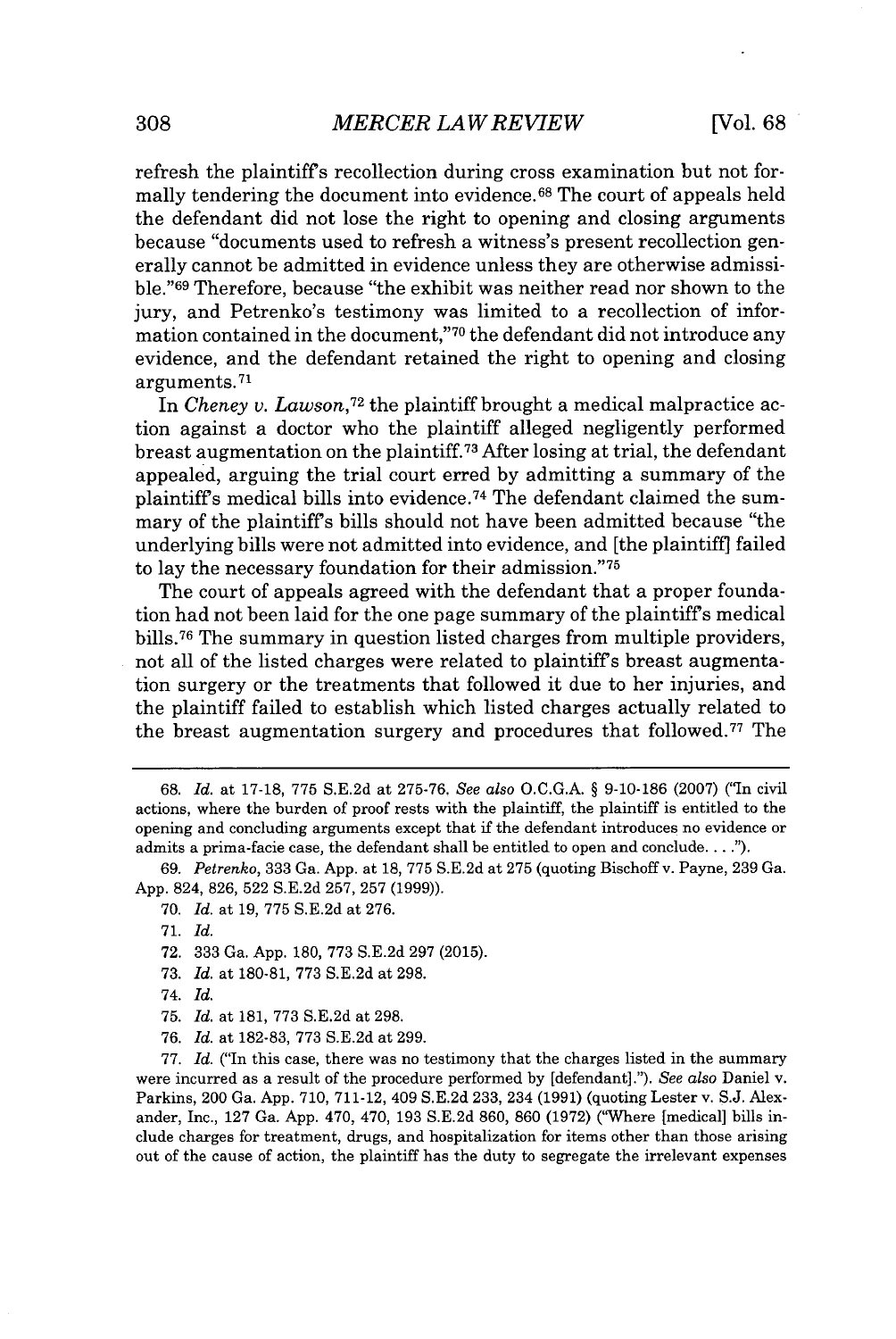refresh the plaintiff's recollection during cross examination but not formally tendering the document into evidence.[68] The court of appeals held the defendant did not lose the right to opening and closing arguments because "documents used to refresh a witness's present recollection generally cannot be admitted in evidence unless they are otherwise admissible."[69] Therefore, because "the exhibit was neither read nor shown to the jury, and Petrenko's testimony was limited to a recollection of information contained in the document,"[70] the defendant did not introduce any evidence, and the defendant retained the right to opening and closing arguments.[71]

In *Cheney v. Lawson*,[72] the plaintiff brought a medical malpractice action against a doctor who the plaintiff alleged negligently performed breast augmentation on the plaintiff.[73] After losing at trial, the defendant appealed, arguing the trial court erred by admitting a summary of the plaintiff's medical bills into evidence.[74] The defendant claimed the summary of the plaintiff's bills should not have been admitted because "the underlying bills were not admitted into evidence, and [the plaintiff] failed to lay the necessary foundation for their admission."[75]

The court of appeals agreed with the defendant that a proper foundation had not been laid for the one page summary of the plaintiff's medical bills.[76] The summary in question listed charges from multiple providers, not all of the listed charges were related to plaintiff's breast augmentation surgery or the treatments that followed it due to her injuries, and the plaintiff failed to establish which listed charges actually related to the breast augmentation surgery and procedures that followed.[77] The

---

68. *Id.* at 17-18, 775 S.E.2d at 275-76. *See also* O.C.G.A. § 9-10-186 (2007) ("In civil actions, where the burden of proof rests with the plaintiff, the plaintiff is entitled to the opening and concluding arguments except that if the defendant introduces no evidence or admits a prima-facie case, the defendant shall be entitled to open and conclude. . . .").

69. *Petrenko*, 333 Ga. App. at 18, 775 S.E.2d at 275 (quoting Bischoff v. Payne, 239 Ga. App. 824, 826, 522 S.E.2d 257, 257 (1999)).

70. *Id.* at 19, 775 S.E.2d at 276.

71. *Id.*

72. 333 Ga. App. 180, 773 S.E.2d 297 (2015).

73. *Id.* at 180-81, 773 S.E.2d at 298.

74. *Id.*

75. *Id.* at 181, 773 S.E.2d at 298.

76. *Id.* at 182-83, 773 S.E.2d at 299.

77. *Id.* ("In this case, there was no testimony that the charges listed in the summary were incurred as a result of the procedure performed by [defendant]."). *See also* Daniel v. Parkins, 200 Ga. App. 710, 711-12, 409 S.E.2d 233, 234 (1991) (quoting Lester v. S.J. Alexander, Inc., 127 Ga. App. 470, 470, 193 S.E.2d 860, 860 (1972) ("Where [medical] bills include charges for treatment, drugs, and hospitalization for items other than those arising out of the cause of action, the plaintiff has the duty to segregate the irrelevant expenses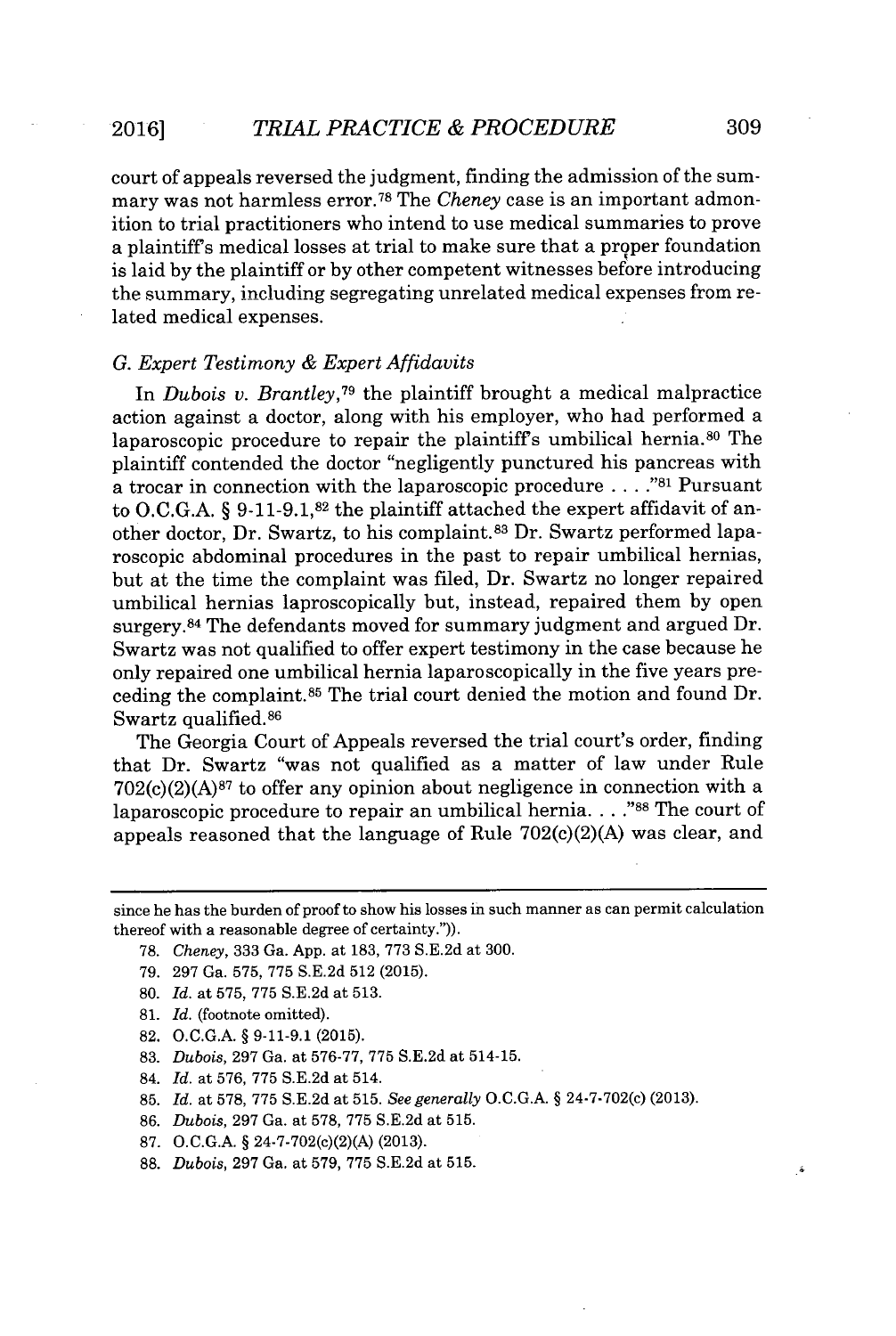court of appeals reversed the judgment, finding the admission of the summary was not harmless error.[78] The *Cheney* case is an important admonition to trial practitioners who intend to use medical summaries to prove a plaintiff's medical losses at trial to make sure that a proper foundation is laid by the plaintiff or by other competent witnesses before introducing the summary, including segregating unrelated medical expenses from related medical expenses.

### *G. Expert Testimony & Expert Affidavits*

In *Dubois v. Brantley*,[79] the plaintiff brought a medical malpractice action against a doctor, along with his employer, who had performed a laparoscopic procedure to repair the plaintiff's umbilical hernia.[80] The plaintiff contended the doctor "negligently punctured his pancreas with a trocar in connection with the laparoscopic procedure . . . ."[81] Pursuant to O.C.G.A. § 9-11-9.1,[82] the plaintiff attached the expert affidavit of another doctor, Dr. Swartz, to his complaint.[83] Dr. Swartz performed laparoscopic abdominal procedures in the past to repair umbilical hernias, but at the time the complaint was filed, Dr. Swartz no longer repaired umbilical hernias laproscopically but, instead, repaired them by open surgery.[84] The defendants moved for summary judgment and argued Dr. Swartz was not qualified to offer expert testimony in the case because he only repaired one umbilical hernia laparoscopically in the five years preceding the complaint.[85] The trial court denied the motion and found Dr. Swartz qualified.[86]

The Georgia Court of Appeals reversed the trial court's order, finding that Dr. Swartz "was not qualified as a matter of law under Rule 702(c)(2)(A)[87] to offer any opinion about negligence in connection with a laparoscopic procedure to repair an umbilical hernia. . . ."[88] The court of appeals reasoned that the language of Rule 702(c)(2)(A) was clear, and

---

since he has the burden of proof to show his losses in such manner as can permit calculation thereof with a reasonable degree of certainty.")).

78. *Cheney*, 333 Ga. App. at 183, 773 S.E.2d at 300.
79. 297 Ga. 575, 775 S.E.2d 512 (2015).
80. *Id.* at 575, 775 S.E.2d at 513.
81. *Id.* (footnote omitted).
82. O.C.G.A. § 9-11-9.1 (2015).
83. *Dubois*, 297 Ga. at 576-77, 775 S.E.2d at 514-15.
84. *Id.* at 576, 775 S.E.2d at 514.
85. *Id.* at 578, 775 S.E.2d at 515. *See generally* O.C.G.A. § 24-7-702(c) (2013).
86. *Dubois*, 297 Ga. at 578, 775 S.E.2d at 515.
87. O.C.G.A. § 24-7-702(c)(2)(A) (2013).
88. *Dubois*, 297 Ga. at 579, 775 S.E.2d at 515.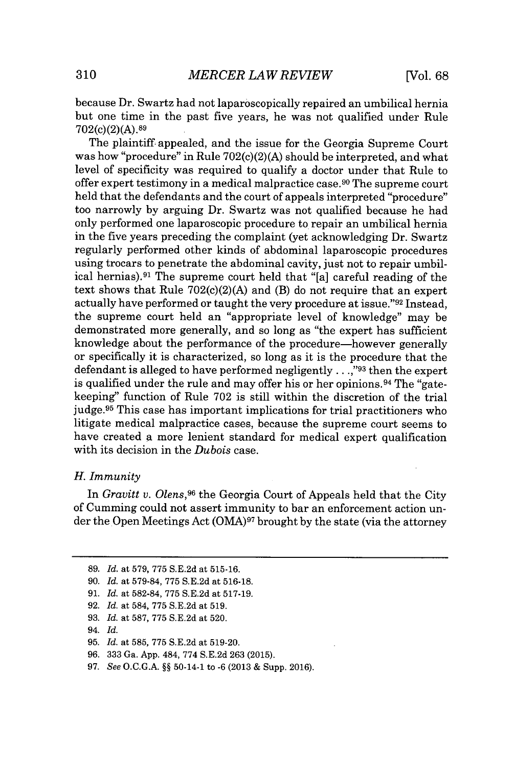because Dr. Swartz had not laparoscopically repaired an umbilical hernia but one time in the past five years, he was not qualified under Rule 702(c)(2)(A).[89]

The plaintiff appealed, and the issue for the Georgia Supreme Court was how "procedure" in Rule 702(c)(2)(A) should be interpreted, and what level of specificity was required to qualify a doctor under that Rule to offer expert testimony in a medical malpractice case.[90] The supreme court held that the defendants and the court of appeals interpreted "procedure" too narrowly by arguing Dr. Swartz was not qualified because he had only performed one laparoscopic procedure to repair an umbilical hernia in the five years preceding the complaint (yet acknowledging Dr. Swartz regularly performed other kinds of abdominal laparoscopic procedures using trocars to penetrate the abdominal cavity, just not to repair umbilical hernias).[91] The supreme court held that "[a] careful reading of the text shows that Rule 702(c)(2)(A) and (B) do not require that an expert actually have performed or taught the very procedure at issue."[92] Instead, the supreme court held an "appropriate level of knowledge" may be demonstrated more generally, and so long as "the expert has sufficient knowledge about the performance of the procedure—however generally or specifically it is characterized, so long as it is the procedure that the defendant is alleged to have performed negligently . . .,"[93] then the expert is qualified under the rule and may offer his or her opinions.[94] The "gatekeeping" function of Rule 702 is still within the discretion of the trial judge.[95] This case has important implications for trial practitioners who litigate medical malpractice cases, because the supreme court seems to have created a more lenient standard for medical expert qualification with its decision in the *Dubois* case.

### *H. Immunity*

In *Gravitt v. Olens*,[96] the Georgia Court of Appeals held that the City of Cumming could not assert immunity to bar an enforcement action under the Open Meetings Act (OMA)[97] brought by the state (via the attorney

---

89. *Id.* at 579, 775 S.E.2d at 515-16.

90. *Id.* at 579-84, 775 S.E.2d at 516-18.

91. *Id.* at 582-84, 775 S.E.2d at 517-19.

92. *Id.* at 584, 775 S.E.2d at 519.

93. *Id.* at 587, 775 S.E.2d at 520.

94. *Id.*

95. *Id.* at 585, 775 S.E.2d at 519-20.

96. 333 Ga. App. 484, 774 S.E.2d 263 (2015).

97. *See* O.C.G.A. §§ 50-14-1 to -6 (2013 & Supp. 2016).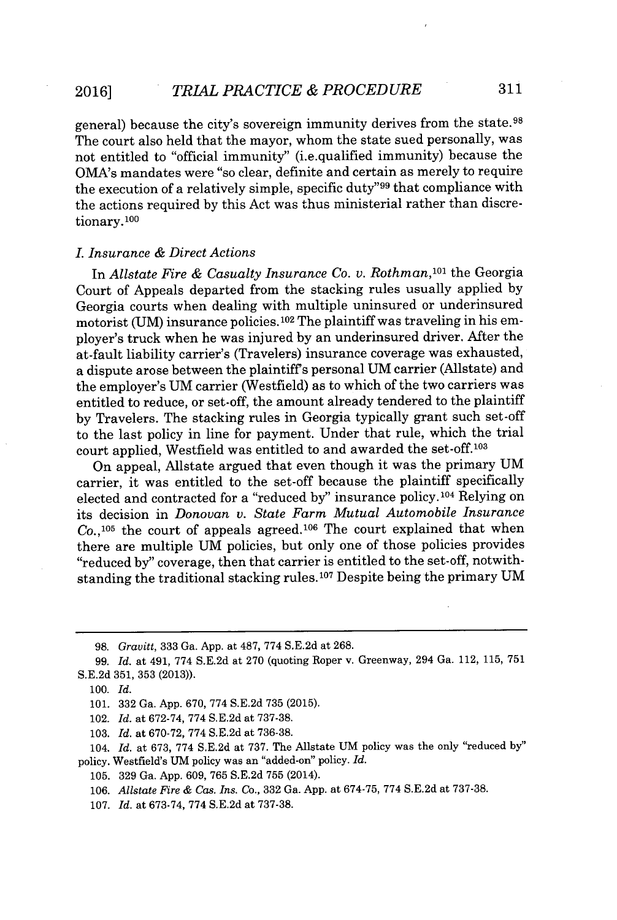general) because the city's sovereign immunity derives from the state.[98] The court also held that the mayor, whom the state sued personally, was not entitled to "official immunity" (i.e.qualified immunity) because the OMA's mandates were "so clear, definite and certain as merely to require the execution of a relatively simple, specific duty"[99] that compliance with the actions required by this Act was thus ministerial rather than discretionary.[100]

### *I. Insurance & Direct Actions*

In *Allstate Fire & Casualty Insurance Co. v. Rothman*,[101] the Georgia Court of Appeals departed from the stacking rules usually applied by Georgia courts when dealing with multiple uninsured or underinsured motorist (UM) insurance policies.[102] The plaintiff was traveling in his employer's truck when he was injured by an underinsured driver. After the at-fault liability carrier's (Travelers) insurance coverage was exhausted, a dispute arose between the plaintiff's personal UM carrier (Allstate) and the employer's UM carrier (Westfield) as to which of the two carriers was entitled to reduce, or set-off, the amount already tendered to the plaintiff by Travelers. The stacking rules in Georgia typically grant such set-off to the last policy in line for payment. Under that rule, which the trial court applied, Westfield was entitled to and awarded the set-off.[103]

On appeal, Allstate argued that even though it was the primary UM carrier, it was entitled to the set-off because the plaintiff specifically elected and contracted for a "reduced by" insurance policy.[104] Relying on its decision in *Donovan v. State Farm Mutual Automobile Insurance Co.*,[105] the court of appeals agreed.[106] The court explained that when there are multiple UM policies, but only one of those policies provides "reduced by" coverage, then that carrier is entitled to the set-off, notwithstanding the traditional stacking rules.[107] Despite being the primary UM

---

98. *Gravitt*, 333 Ga. App. at 487, 774 S.E.2d at 268.

99. *Id.* at 491, 774 S.E.2d at 270 (quoting Roper v. Greenway, 294 Ga. 112, 115, 751 S.E.2d 351, 353 (2013)).

100. *Id.*

101. 332 Ga. App. 670, 774 S.E.2d 735 (2015).

102. *Id.* at 672-74, 774 S.E.2d at 737-38.

103. *Id.* at 670-72, 774 S.E.2d at 736-38.

104. *Id.* at 673, 774 S.E.2d at 737. The Allstate UM policy was the only "reduced by" policy. Westfield's UM policy was an "added-on" policy. *Id.*

105. 329 Ga. App. 609, 765 S.E.2d 755 (2014).

106. *Allstate Fire & Cas. Ins. Co.*, 332 Ga. App. at 674-75, 774 S.E.2d at 737-38.

107. *Id.* at 673-74, 774 S.E.2d at 737-38.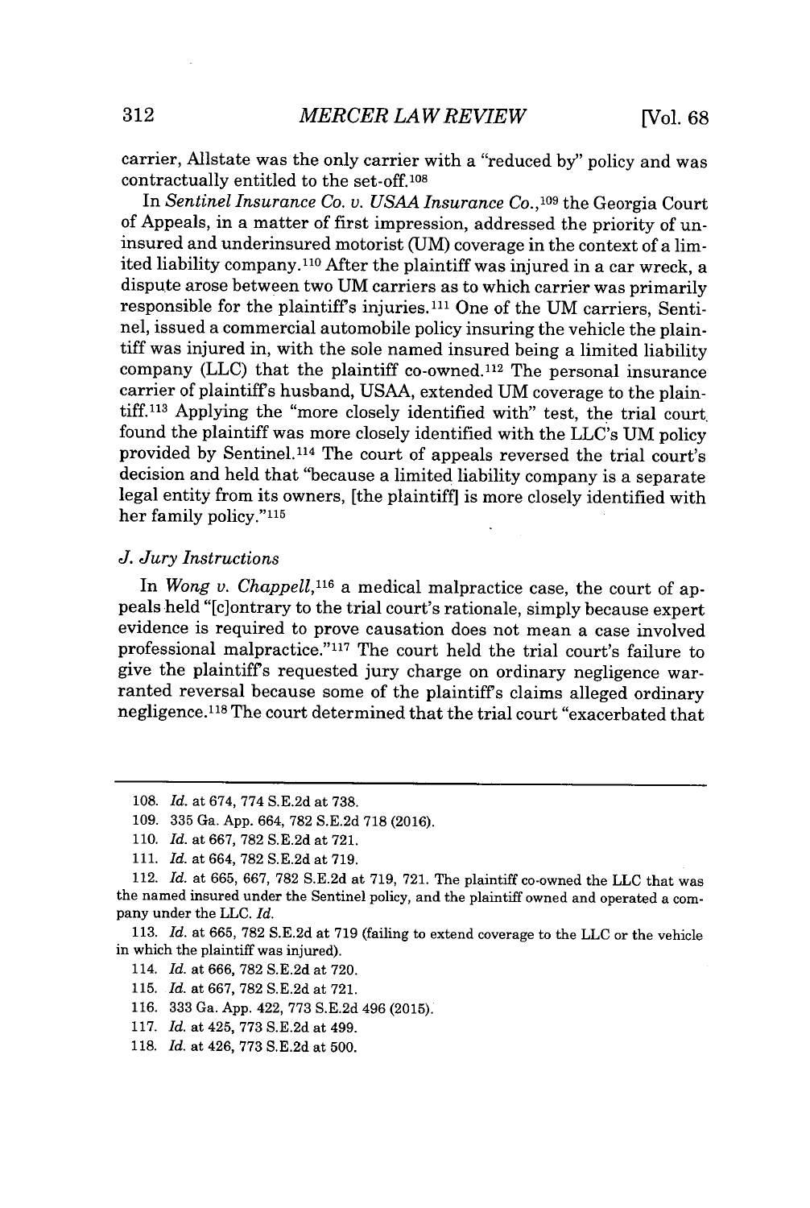carrier, Allstate was the only carrier with a "reduced by" policy and was contractually entitled to the set-off.[108]

In *Sentinel Insurance Co. v. USAA Insurance Co.*,[109] the Georgia Court of Appeals, in a matter of first impression, addressed the priority of uninsured and underinsured motorist (UM) coverage in the context of a limited liability company.[110] After the plaintiff was injured in a car wreck, a dispute arose between two UM carriers as to which carrier was primarily responsible for the plaintiff's injuries.[111] One of the UM carriers, Sentinel, issued a commercial automobile policy insuring the vehicle the plaintiff was injured in, with the sole named insured being a limited liability company (LLC) that the plaintiff co-owned.[112] The personal insurance carrier of plaintiff's husband, USAA, extended UM coverage to the plaintiff.[113] Applying the "more closely identified with" test, the trial court found the plaintiff was more closely identified with the LLC's UM policy provided by Sentinel.[114] The court of appeals reversed the trial court's decision and held that "because a limited liability company is a separate legal entity from its owners, [the plaintiff] is more closely identified with her family policy."[115]

### *J. Jury Instructions*

In *Wong v. Chappell*,[116] a medical malpractice case, the court of appeals held "[c]ontrary to the trial court's rationale, simply because expert evidence is required to prove causation does not mean a case involved professional malpractice."[117] The court held the trial court's failure to give the plaintiff's requested jury charge on ordinary negligence warranted reversal because some of the plaintiff's claims alleged ordinary negligence.[118] The court determined that the trial court "exacerbated that

---

108. *Id.* at 674, 774 S.E.2d at 738.

109. 335 Ga. App. 664, 782 S.E.2d 718 (2016).

110. *Id.* at 667, 782 S.E.2d at 721.

111. *Id.* at 664, 782 S.E.2d at 719.

112. *Id.* at 665, 667, 782 S.E.2d at 719, 721. The plaintiff co-owned the LLC that was the named insured under the Sentinel policy, and the plaintiff owned and operated a company under the LLC. *Id.*

113. *Id.* at 665, 782 S.E.2d at 719 (failing to extend coverage to the LLC or the vehicle in which the plaintiff was injured).

114. *Id.* at 666, 782 S.E.2d at 720.

115. *Id.* at 667, 782 S.E.2d at 721.

116. 333 Ga. App. 422, 773 S.E.2d 496 (2015).

117. *Id.* at 425, 773 S.E.2d at 499.

118. *Id.* at 426, 773 S.E.2d at 500.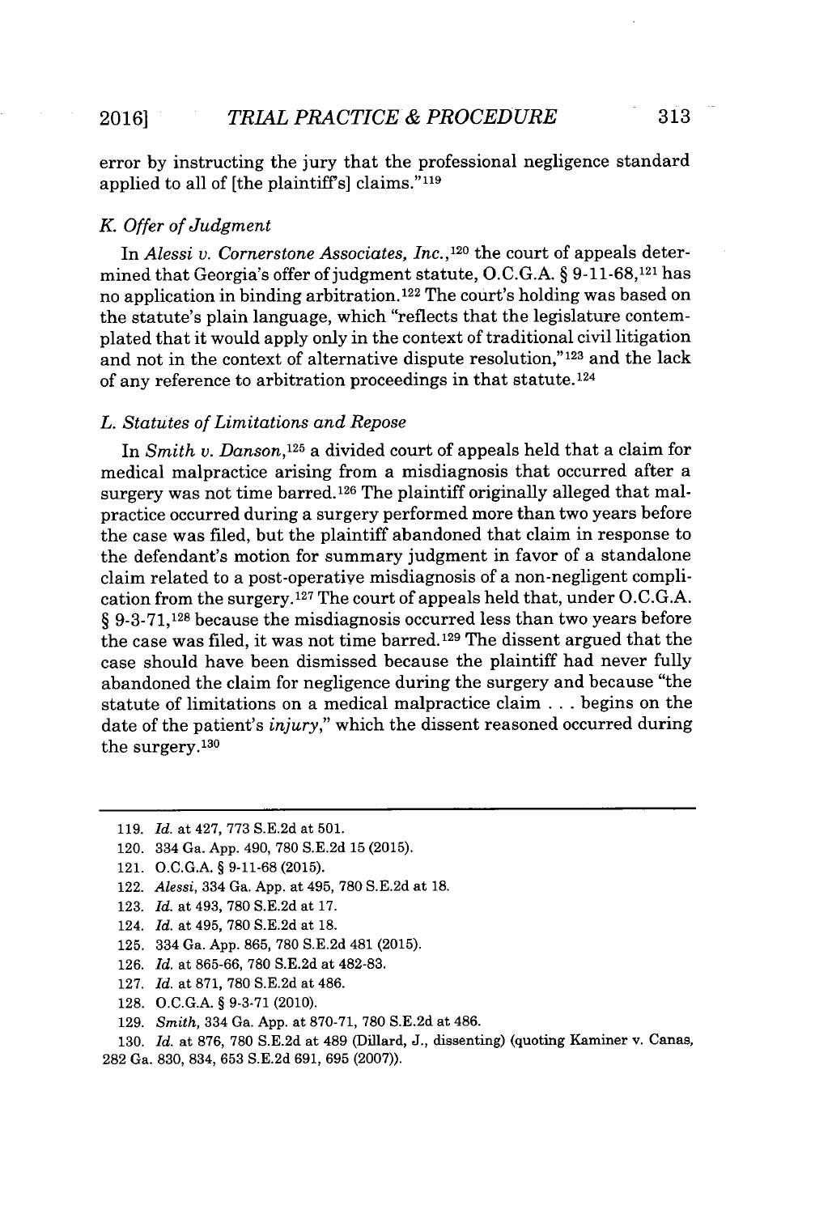error by instructing the jury that the professional negligence standard applied to all of [the plaintiff's] claims."[119]

### *K. Offer of Judgment*

In *Alessi v. Cornerstone Associates, Inc.*,[120] the court of appeals determined that Georgia's offer of judgment statute, O.C.G.A. § 9-11-68,[121] has no application in binding arbitration.[122] The court's holding was based on the statute's plain language, which "reflects that the legislature contemplated that it would apply only in the context of traditional civil litigation and not in the context of alternative dispute resolution,"[123] and the lack of any reference to arbitration proceedings in that statute.[124]

### *L. Statutes of Limitations and Repose*

In *Smith v. Danson*,[125] a divided court of appeals held that a claim for medical malpractice arising from a misdiagnosis that occurred after a surgery was not time barred.[126] The plaintiff originally alleged that malpractice occurred during a surgery performed more than two years before the case was filed, but the plaintiff abandoned that claim in response to the defendant's motion for summary judgment in favor of a standalone claim related to a post-operative misdiagnosis of a non-negligent complication from the surgery.[127] The court of appeals held that, under O.C.G.A. § 9-3-71,[128] because the misdiagnosis occurred less than two years before the case was filed, it was not time barred.[129] The dissent argued that the case should have been dismissed because the plaintiff had never fully abandoned the claim for negligence during the surgery and because "the statute of limitations on a medical malpractice claim . . . begins on the date of the patient's *injury*," which the dissent reasoned occurred during the surgery.[130]

---

119. *Id.* at 427, 773 S.E.2d at 501.
120. 334 Ga. App. 490, 780 S.E.2d 15 (2015).
121. O.C.G.A. § 9-11-68 (2015).
122. *Alessi*, 334 Ga. App. at 495, 780 S.E.2d at 18.
123. *Id.* at 493, 780 S.E.2d at 17.
124. *Id.* at 495, 780 S.E.2d at 18.
125. 334 Ga. App. 865, 780 S.E.2d 481 (2015).
126. *Id.* at 865-66, 780 S.E.2d at 482-83.
127. *Id.* at 871, 780 S.E.2d at 486.
128. O.C.G.A. § 9-3-71 (2010).
129. *Smith*, 334 Ga. App. at 870-71, 780 S.E.2d at 486.
130. *Id.* at 876, 780 S.E.2d at 489 (Dillard, J., dissenting) (quoting Kaminer v. Canas, 282 Ga. 830, 834, 653 S.E.2d 691, 695 (2007)).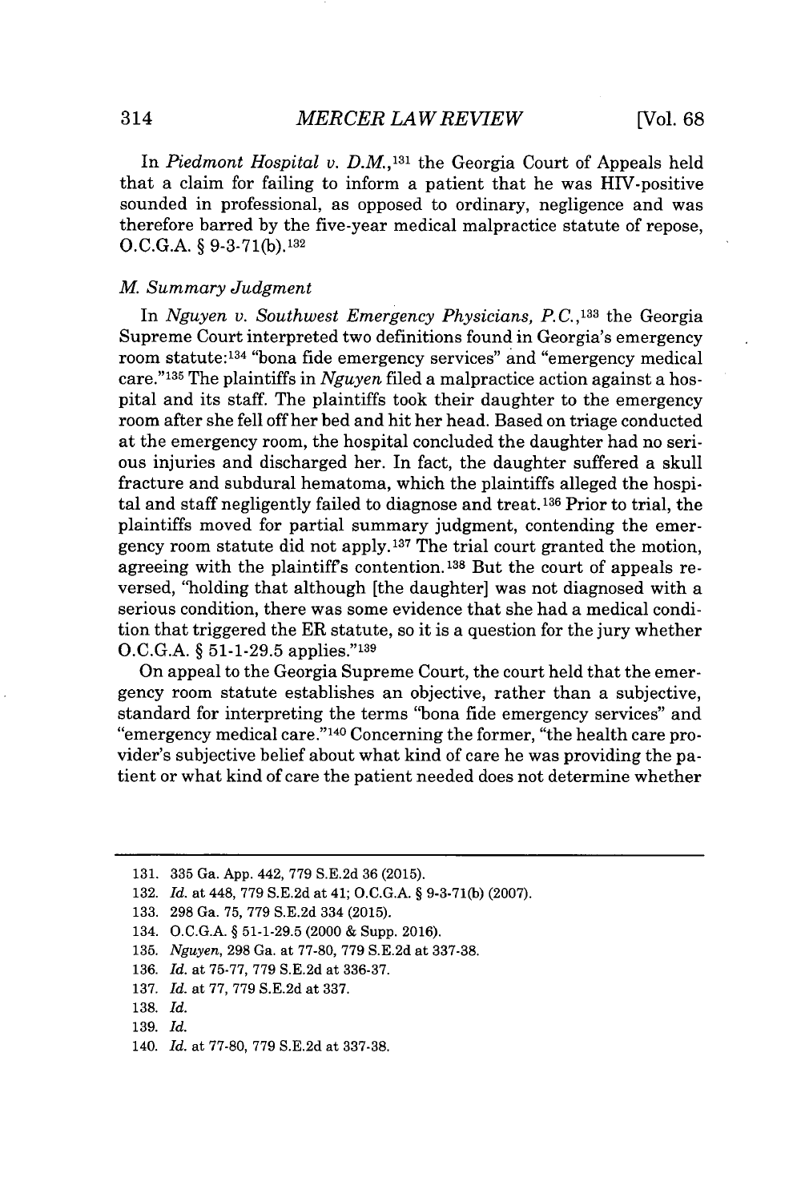In *Piedmont Hospital v. D.M.*,[131] the Georgia Court of Appeals held that a claim for failing to inform a patient that he was HIV-positive sounded in professional, as opposed to ordinary, negligence and was therefore barred by the five-year medical malpractice statute of repose, O.C.G.A. § 9-3-71(b).[132]

### *M. Summary Judgment*

In *Nguyen v. Southwest Emergency Physicians, P.C.*,[133] the Georgia Supreme Court interpreted two definitions found in Georgia's emergency room statute:[134] "bona fide emergency services" and "emergency medical care."[135] The plaintiffs in *Nguyen* filed a malpractice action against a hospital and its staff. The plaintiffs took their daughter to the emergency room after she fell off her bed and hit her head. Based on triage conducted at the emergency room, the hospital concluded the daughter had no serious injuries and discharged her. In fact, the daughter suffered a skull fracture and subdural hematoma, which the plaintiffs alleged the hospital and staff negligently failed to diagnose and treat.[136] Prior to trial, the plaintiffs moved for partial summary judgment, contending the emergency room statute did not apply.[137] The trial court granted the motion, agreeing with the plaintiff's contention.[138] But the court of appeals reversed, "holding that although [the daughter] was not diagnosed with a serious condition, there was some evidence that she had a medical condition that triggered the ER statute, so it is a question for the jury whether O.C.G.A. § 51-1-29.5 applies."[139]

On appeal to the Georgia Supreme Court, the court held that the emergency room statute establishes an objective, rather than a subjective, standard for interpreting the terms "bona fide emergency services" and "emergency medical care."[140] Concerning the former, "the health care provider's subjective belief about what kind of care he was providing the patient or what kind of care the patient needed does not determine whether

---

131. 335 Ga. App. 442, 779 S.E.2d 36 (2015).

132. *Id.* at 448, 779 S.E.2d at 41; O.C.G.A. § 9-3-71(b) (2007).

133. 298 Ga. 75, 779 S.E.2d 334 (2015).

134. O.C.G.A. § 51-1-29.5 (2000 & Supp. 2016).

135. *Nguyen*, 298 Ga. at 77-80, 779 S.E.2d at 337-38.

136. *Id.* at 75-77, 779 S.E.2d at 336-37.

137. *Id.* at 77, 779 S.E.2d at 337.

138. *Id.*

139. *Id.*

140. *Id.* at 77-80, 779 S.E.2d at 337-38.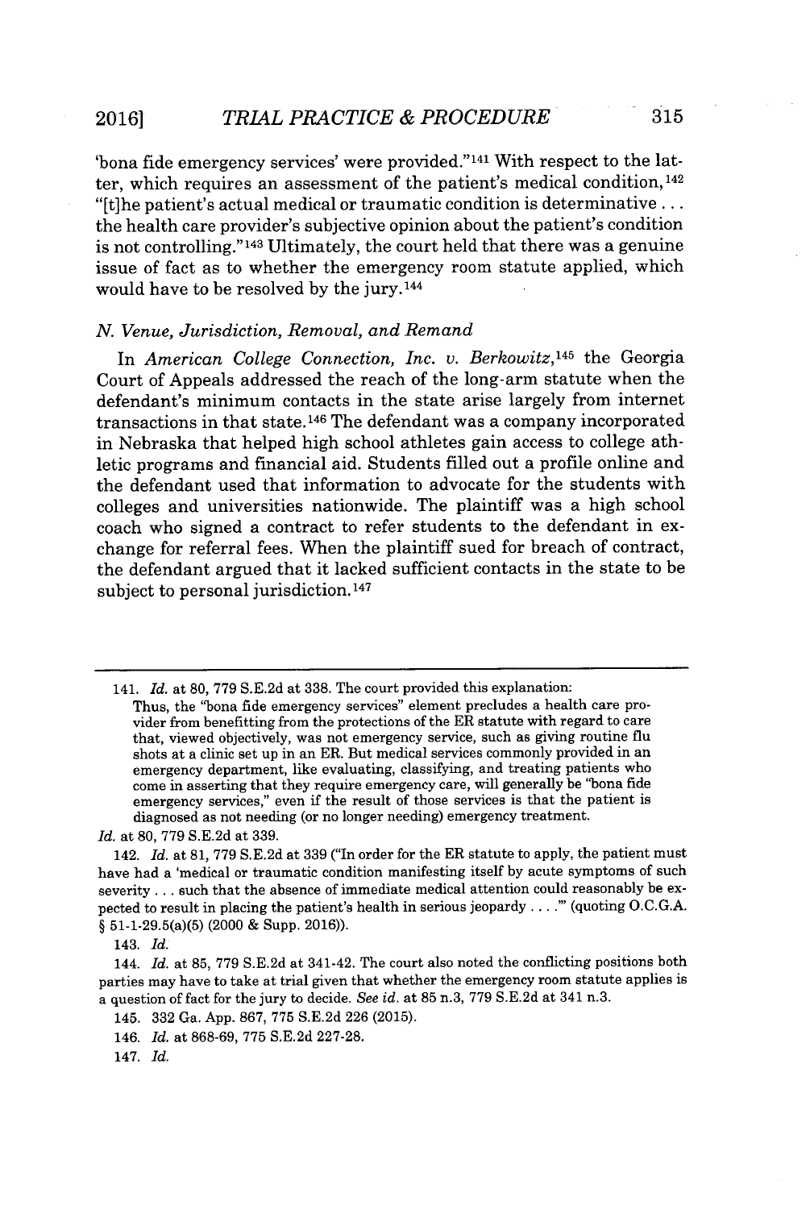'bona fide emergency services' were provided."[141] With respect to the latter, which requires an assessment of the patient's medical condition,[142] "[t]he patient's actual medical or traumatic condition is determinative . . . the health care provider's subjective opinion about the patient's condition is not controlling."[143] Ultimately, the court held that there was a genuine issue of fact as to whether the emergency room statute applied, which would have to be resolved by the jury.[144]

### *N. Venue, Jurisdiction, Removal, and Remand*

In *American College Connection, Inc. v. Berkowitz*,[145] the Georgia Court of Appeals addressed the reach of the long-arm statute when the defendant's minimum contacts in the state arise largely from internet transactions in that state.[146] The defendant was a company incorporated in Nebraska that helped high school athletes gain access to college athletic programs and financial aid. Students filled out a profile online and the defendant used that information to advocate for the students with colleges and universities nationwide. The plaintiff was a high school coach who signed a contract to refer students to the defendant in exchange for referral fees. When the plaintiff sued for breach of contract, the defendant argued that it lacked sufficient contacts in the state to be subject to personal jurisdiction.[147]

---

141. *Id.* at 80, 779 S.E.2d at 338. The court provided this explanation:

> Thus, the "bona fide emergency services" element precludes a health care provider from benefitting from the protections of the ER statute with regard to care that, viewed objectively, was not emergency service, such as giving routine flu shots at a clinic set up in an ER. But medical services commonly provided in an emergency department, like evaluating, classifying, and treating patients who come in asserting that they require emergency care, will generally be "bona fide emergency services," even if the result of those services is that the patient is diagnosed as not needing (or no longer needing) emergency treatment.

*Id.* at 80, 779 S.E.2d at 339.

142. *Id.* at 81, 779 S.E.2d at 339 ("In order for the ER statute to apply, the patient must have had a 'medical or traumatic condition manifesting itself by acute symptoms of such severity . . . such that the absence of immediate medical attention could reasonably be expected to result in placing the patient's health in serious jeopardy . . . .'" (quoting O.C.G.A. § 51-1-29.5(a)(5) (2000 & Supp. 2016)).

143. *Id.*

144. *Id.* at 85, 779 S.E.2d at 341-42. The court also noted the conflicting positions both parties may have to take at trial given that whether the emergency room statute applies is a question of fact for the jury to decide. *See id.* at 85 n.3, 779 S.E.2d at 341 n.3.

145. 332 Ga. App. 867, 775 S.E.2d 226 (2015).

146. *Id.* at 868-69, 775 S.E.2d 227-28.

147. *Id.*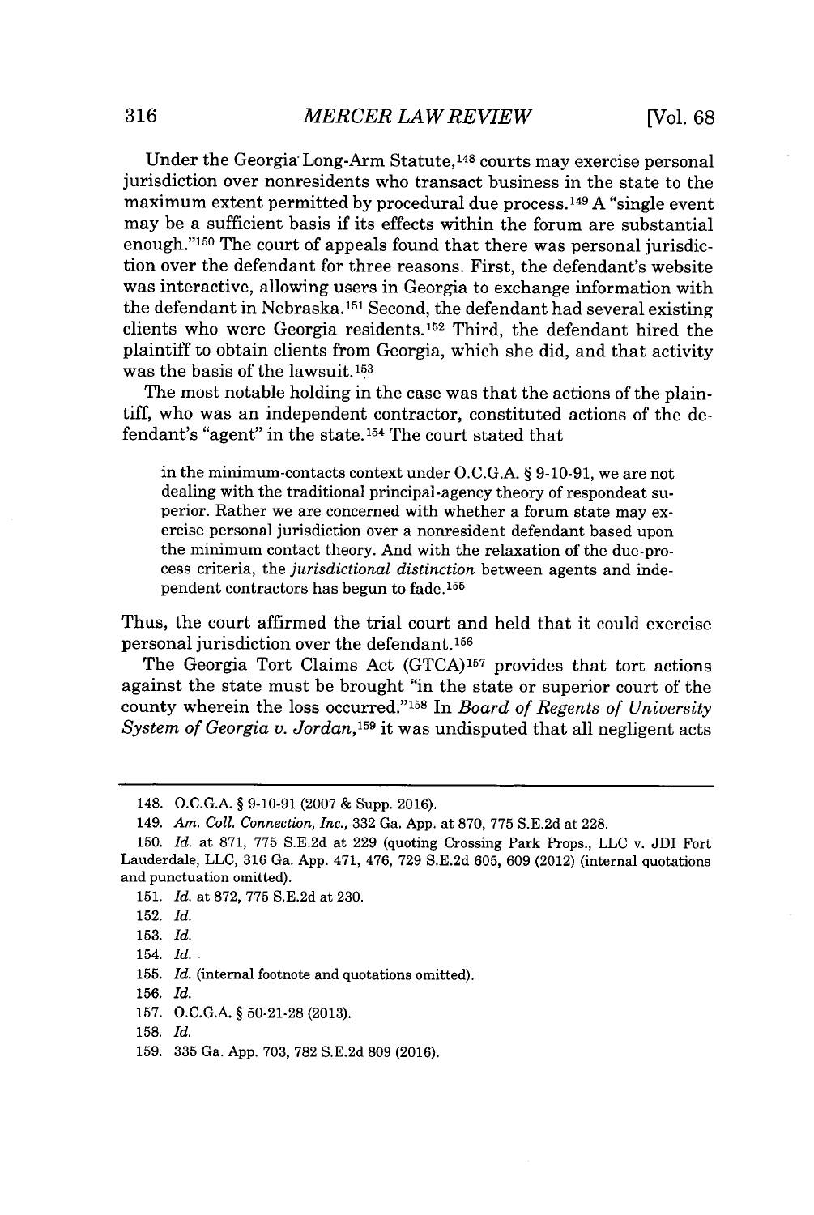Under the Georgia Long-Arm Statute,[148] courts may exercise personal jurisdiction over nonresidents who transact business in the state to the maximum extent permitted by procedural due process.[149] A "single event may be a sufficient basis if its effects within the forum are substantial enough."[150] The court of appeals found that there was personal jurisdiction over the defendant for three reasons. First, the defendant's website was interactive, allowing users in Georgia to exchange information with the defendant in Nebraska.[151] Second, the defendant had several existing clients who were Georgia residents.[152] Third, the defendant hired the plaintiff to obtain clients from Georgia, which she did, and that activity was the basis of the lawsuit.[153]

The most notable holding in the case was that the actions of the plaintiff, who was an independent contractor, constituted actions of the defendant's "agent" in the state.[154] The court stated that

> in the minimum-contacts context under O.C.G.A. § 9-10-91, we are not dealing with the traditional principal-agency theory of respondeat superior. Rather we are concerned with whether a forum state may exercise personal jurisdiction over a nonresident defendant based upon the minimum contact theory. And with the relaxation of the due-process criteria, the *jurisdictional distinction* between agents and independent contractors has begun to fade.[155]

Thus, the court affirmed the trial court and held that it could exercise personal jurisdiction over the defendant.[156]

The Georgia Tort Claims Act (GTCA)[157] provides that tort actions against the state must be brought "in the state or superior court of the county wherein the loss occurred."[158] In *Board of Regents of University System of Georgia v. Jordan*,[159] it was undisputed that all negligent acts

---

148. O.C.G.A. § 9-10-91 (2007 & Supp. 2016).

149. *Am. Coll. Connection, Inc.*, 332 Ga. App. at 870, 775 S.E.2d at 228.

150. *Id.* at 871, 775 S.E.2d at 229 (quoting Crossing Park Props., LLC v. JDI Fort Lauderdale, LLC, 316 Ga. App. 471, 476, 729 S.E.2d 605, 609 (2012) (internal quotations and punctuation omitted).

151. *Id.* at 872, 775 S.E.2d at 230.

152. *Id.*

153. *Id.*

154. *Id.*

155. *Id.* (internal footnote and quotations omitted).

156. *Id.*

157. O.C.G.A. § 50-21-28 (2013).

158. *Id.*

159. 335 Ga. App. 703, 782 S.E.2d 809 (2016).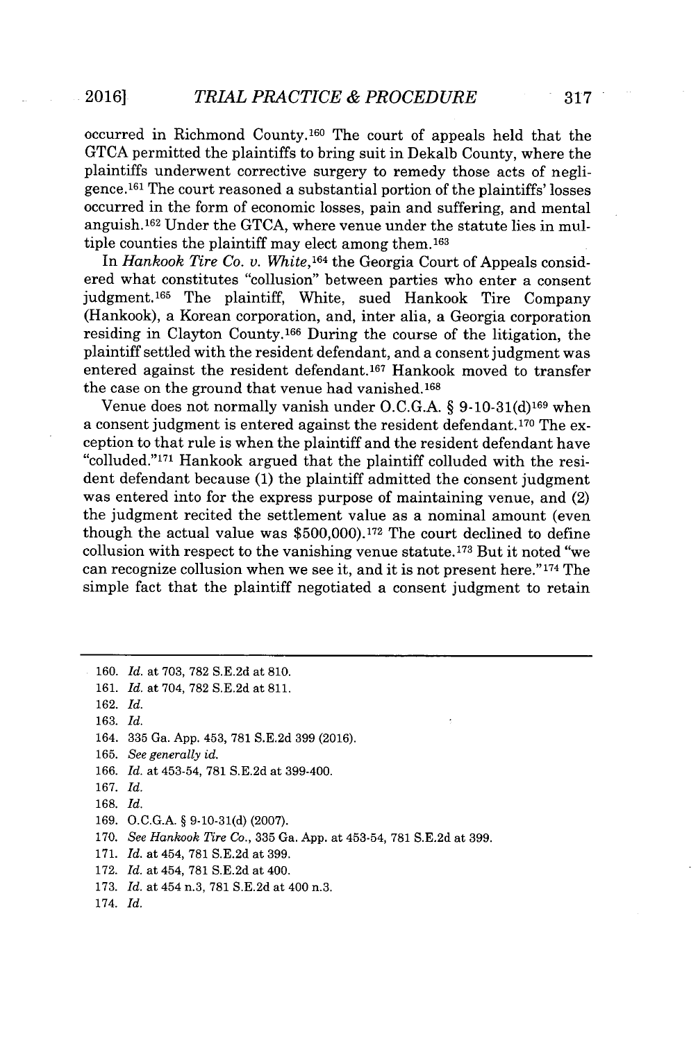occurred in Richmond County.[160] The court of appeals held that the GTCA permitted the plaintiffs to bring suit in Dekalb County, where the plaintiffs underwent corrective surgery to remedy those acts of negligence.[161] The court reasoned a substantial portion of the plaintiffs' losses occurred in the form of economic losses, pain and suffering, and mental anguish.[162] Under the GTCA, where venue under the statute lies in multiple counties the plaintiff may elect among them.[163]

In *Hankook Tire Co. v. White*,[164] the Georgia Court of Appeals considered what constitutes "collusion" between parties who enter a consent judgment.[165] The plaintiff, White, sued Hankook Tire Company (Hankook), a Korean corporation, and, inter alia, a Georgia corporation residing in Clayton County.[166] During the course of the litigation, the plaintiff settled with the resident defendant, and a consent judgment was entered against the resident defendant.[167] Hankook moved to transfer the case on the ground that venue had vanished.[168]

Venue does not normally vanish under O.C.G.A. § 9-10-31(d)[169] when a consent judgment is entered against the resident defendant.[170] The exception to that rule is when the plaintiff and the resident defendant have "colluded."[171] Hankook argued that the plaintiff colluded with the resident defendant because (1) the plaintiff admitted the consent judgment was entered into for the express purpose of maintaining venue, and (2) the judgment recited the settlement value as a nominal amount (even though the actual value was $500,000).[172] The court declined to define collusion with respect to the vanishing venue statute.[173] But it noted "we can recognize collusion when we see it, and it is not present here."[174] The simple fact that the plaintiff negotiated a consent judgment to retain

---

160. *Id.* at 703, 782 S.E.2d at 810.
161. *Id.* at 704, 782 S.E.2d at 811.
162. *Id.*
163. *Id.*
164. 335 Ga. App. 453, 781 S.E.2d 399 (2016).
165. *See generally id.*
166. *Id.* at 453-54, 781 S.E.2d at 399-400.
167. *Id.*
168. *Id.*
169. O.C.G.A. § 9-10-31(d) (2007).
170. *See Hankook Tire Co.*, 335 Ga. App. at 453-54, 781 S.E.2d at 399.
171. *Id.* at 454, 781 S.E.2d at 399.
172. *Id.* at 454, 781 S.E.2d at 400.
173. *Id.* at 454 n.3, 781 S.E.2d at 400 n.3.
174. *Id.*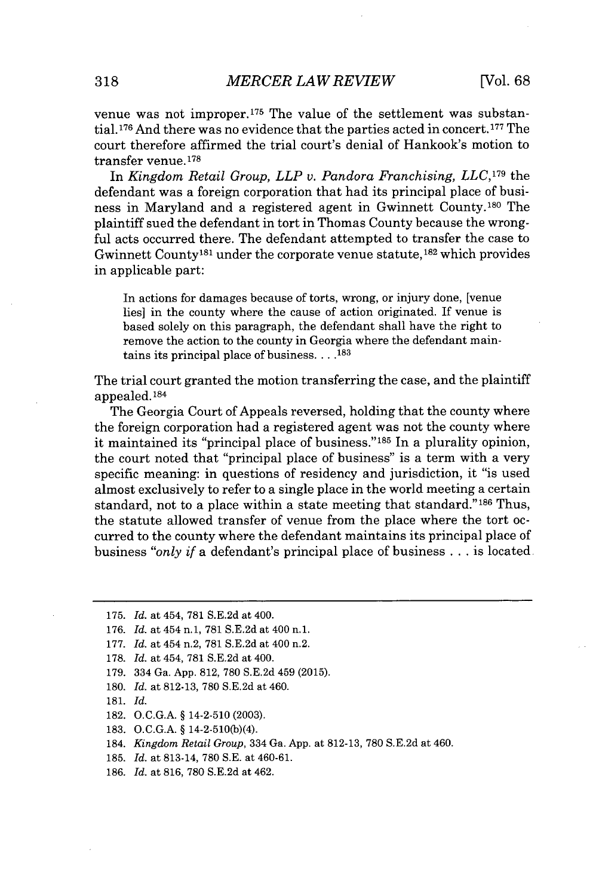venue was not improper.[175] The value of the settlement was substantial.[176] And there was no evidence that the parties acted in concert.[177] The court therefore affirmed the trial court's denial of Hankook's motion to transfer venue.[178]

In *Kingdom Retail Group, LLP v. Pandora Franchising, LLC*,[179] the defendant was a foreign corporation that had its principal place of business in Maryland and a registered agent in Gwinnett County.[180] The plaintiff sued the defendant in tort in Thomas County because the wrongful acts occurred there. The defendant attempted to transfer the case to Gwinnett County[181] under the corporate venue statute,[182] which provides in applicable part:

> In actions for damages because of torts, wrong, or injury done, [venue lies] in the county where the cause of action originated. If venue is based solely on this paragraph, the defendant shall have the right to remove the action to the county in Georgia where the defendant maintains its principal place of business. . . .[183]

The trial court granted the motion transferring the case, and the plaintiff appealed.[184]

The Georgia Court of Appeals reversed, holding that the county where the foreign corporation had a registered agent was not the county where it maintained its "principal place of business."[185] In a plurality opinion, the court noted that "principal place of business" is a term with a very specific meaning: in questions of residency and jurisdiction, it "is used almost exclusively to refer to a single place in the world meeting a certain standard, not to a place within a state meeting that standard."[186] Thus, the statute allowed transfer of venue from the place where the tort occurred to the county where the defendant maintains its principal place of business "*only if* a defendant's principal place of business . . . is located

---

175. *Id.* at 454, 781 S.E.2d at 400.
176. *Id.* at 454 n.1, 781 S.E.2d at 400 n.1.
177. *Id.* at 454 n.2, 781 S.E.2d at 400 n.2.
178. *Id.* at 454, 781 S.E.2d at 400.
179. 334 Ga. App. 812, 780 S.E.2d 459 (2015).
180. *Id.* at 812-13, 780 S.E.2d at 460.
181. *Id.*
182. O.C.G.A. § 14-2-510 (2003).
183. O.C.G.A. § 14-2-510(b)(4).
184. *Kingdom Retail Group*, 334 Ga. App. at 812-13, 780 S.E.2d at 460.
185. *Id.* at 813-14, 780 S.E. at 460-61.
186. *Id.* at 816, 780 S.E.2d at 462.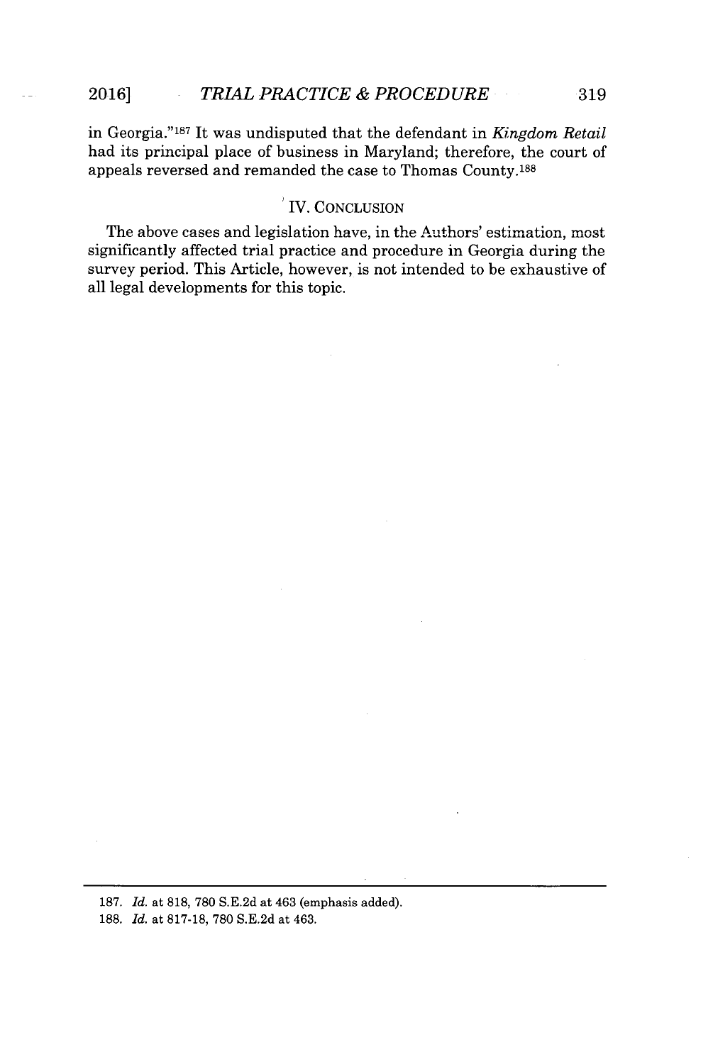in Georgia."[187] It was undisputed that the defendant in *Kingdom Retail* had its principal place of business in Maryland; therefore, the court of appeals reversed and remanded the case to Thomas County.[188]

## IV. CONCLUSION

The above cases and legislation have, in the Authors' estimation, most significantly affected trial practice and procedure in Georgia during the survey period. This Article, however, is not intended to be exhaustive of all legal developments for this topic.

---

187. *Id.* at 818, 780 S.E.2d at 463 (emphasis added).

188. *Id.* at 817-18, 780 S.E.2d at 463.